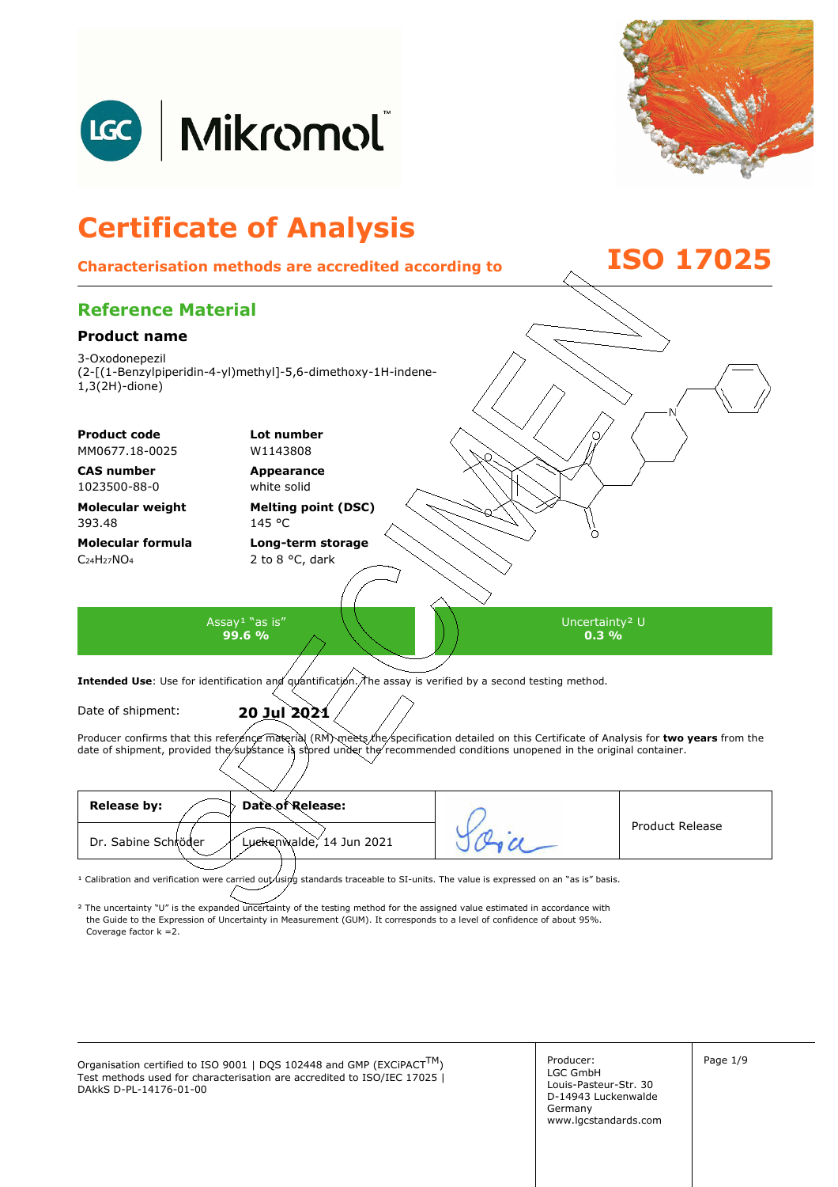# Certificate of Analysis

**Characterisation methods are accredited according to ISO 17025**

## Reference Material

### Product name

3-Oxodonepezil
(2-[(1-Benzylpiperidin-4-yl)methyl]-5,6-dimethoxy-1H-indene-1,3(2H)-dione)

| | |
|---|---|
| **Product code**<br>MM0677.18-0025 | **Lot number**<br>W1143808 |
| **CAS number**<br>1023500-88-0 | **Appearance**<br>white solid |
| **Molecular weight**<br>393.48 | **Melting point (DSC)**<br>145 °C |
| **Molecular formula**<br>$C_{24}H_{27}NO_4$ | **Long-term storage**<br>2 to 8 °C, dark |

| Assay[1] "as is" | Uncertainty[2] U |
|---|---|
| **99.6 %** | **0.3 %** |

**Intended Use**: Use for identification and quantification. The assay is verified by a second testing method.

Date of shipment: **20 Jul 2021**

Producer confirms that this reference material (RM) meets the specification detailed on this Certificate of Analysis for **two years** from the date of shipment, provided the substance is stored under the recommended conditions unopened in the original container.

| **Release by:** | **Date of Release:** | | Product Release |
|---|---|---|---|
| Dr. Sabine Schröder | Luckenwalde, 14 Jun 2021 | | |

[1] Calibration and verification were carried out using standards traceable to SI-units. The value is expressed on an "as is" basis.

[2] The uncertainty "U" is the expanded uncertainty of the testing method for the assigned value estimated in accordance with the Guide to the Expression of Uncertainty in Measurement (GUM). It corresponds to a level of confidence of about 95%. Coverage factor k =2.

Organisation certified to ISO 9001 | DQS 102448 and GMP (EXCiPACT™)
Test methods used for characterisation are accredited to ISO/IEC 17025 | DAkkS D-PL-14176-01-00

Producer:
LGC GmbH
Louis-Pasteur-Str. 30
D-14943 Luckenwalde
Germany
www.lgcstandards.com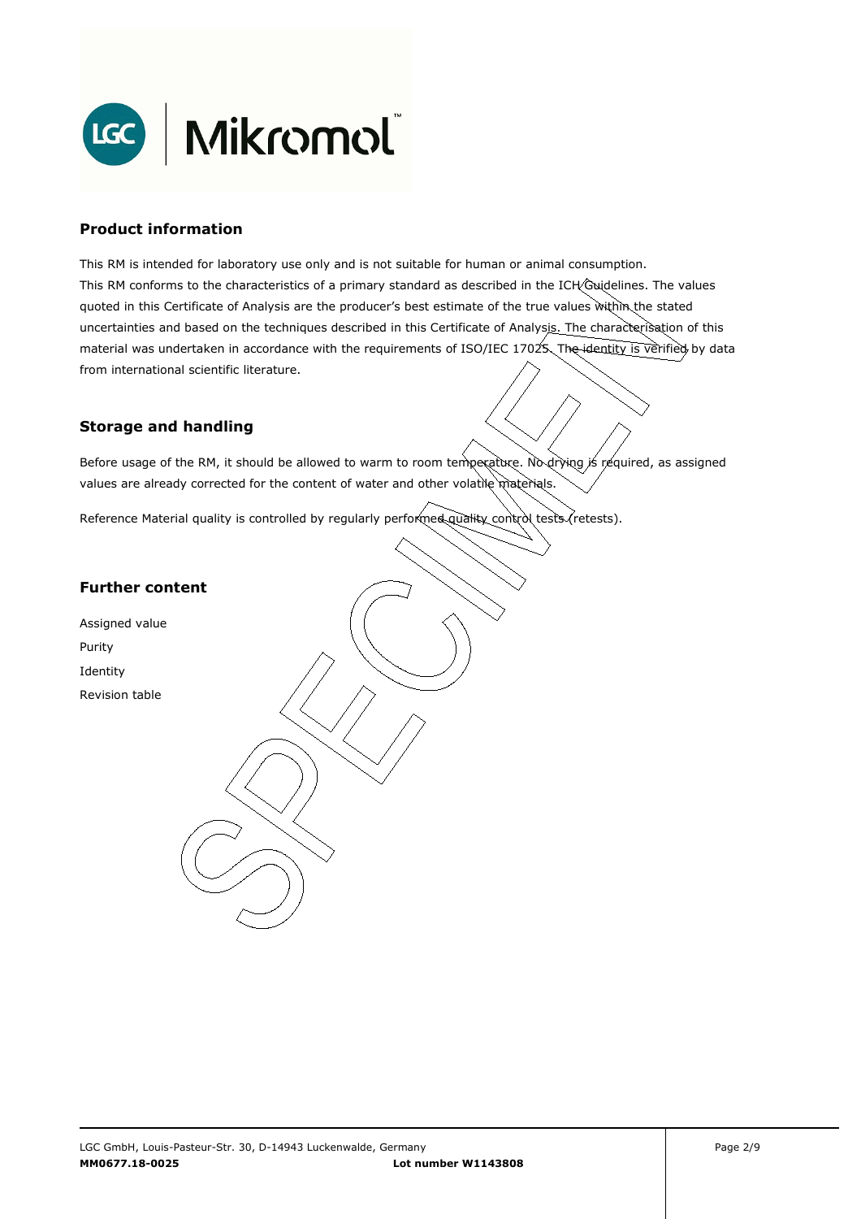## Product information

This RM is intended for laboratory use only and is not suitable for human or animal consumption.
This RM conforms to the characteristics of a primary standard as described in the ICH Guidelines. The values quoted in this Certificate of Analysis are the producer's best estimate of the true values within the stated uncertainties and based on the techniques described in this Certificate of Analysis. The characterisation of this material was undertaken in accordance with the requirements of ISO/IEC 17025. The identity is verified by data from international scientific literature.

## Storage and handling

Before usage of the RM, it should be allowed to warm to room temperature. No drying is required, as assigned values are already corrected for the content of water and other volatile materials.

Reference Material quality is controlled by regularly performed quality control tests (retests).

## Further content

Assigned value
Purity
Identity
Revision table

LGC GmbH, Louis-Pasteur-Str. 30, D-14943 Luckenwalde, Germany
**MM0677.18-0025** **Lot number W1143808**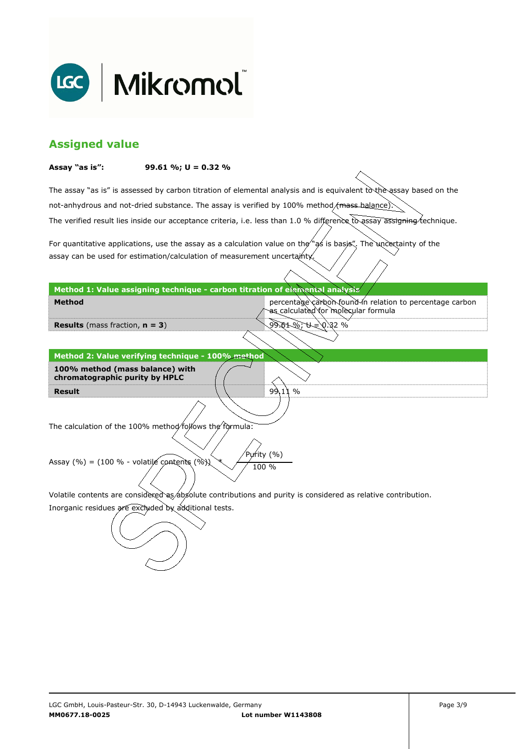## Assigned value

**Assay "as is":** **99.61 %; U = 0.32 %**

The assay "as is" is assessed by carbon titration of elemental analysis and is equivalent to the assay based on the not-anhydrous and not-dried substance. The assay is verified by 100% method (mass balance).

The verified result lies inside our acceptance criteria, i.e. less than 1.0 % difference to assay assigning technique.

For quantitative applications, use the assay as a calculation value on the "as is basis". The uncertainty of the assay can be used for estimation/calculation of measurement uncertainty.

| **Method 1: Value assigning technique - carbon titration of elemental analysis** | |
|---|---|
| **Method** | percentage carbon found in relation to percentage carbon as calculated for molecular formula |
| **Results** (mass fraction, **n = 3**) | 99.61 %; U = 0.32 % |

| **Method 2: Value verifying technique - 100% method** | |
|---|---|
| **100% method (mass balance) with chromatographic purity by HPLC** | |
| **Result** | 99.11 % |

The calculation of the 100% method follows the formula:

$$\text{Assay (\%)} = (100\ \% - \text{volatile contents (\%)}) * \frac{\text{Purity (\%)}}{100\ \%}$$

Volatile contents are considered as absolute contributions and purity is considered as relative contribution.
Inorganic residues are excluded by additional tests.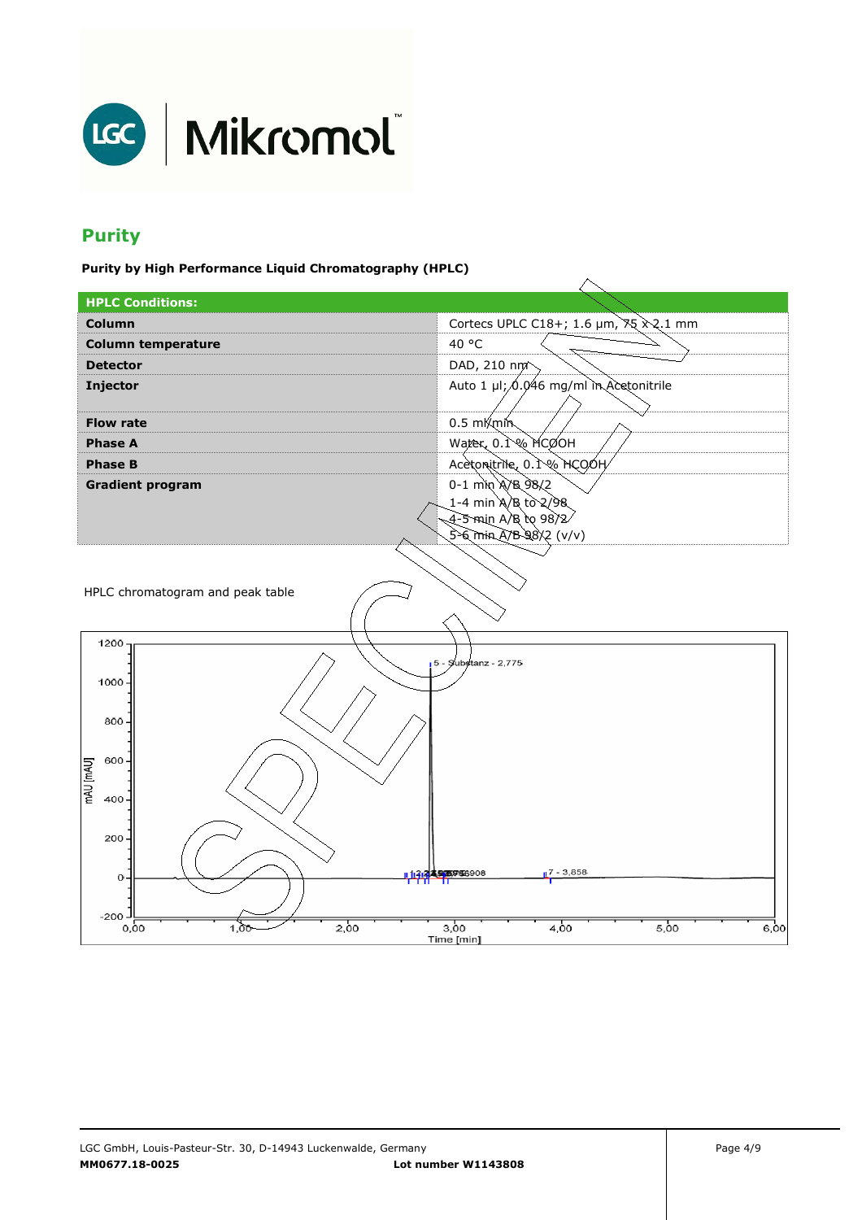## Purity

**Purity by High Performance Liquid Chromatography (HPLC)**

| HPLC Conditions: | |
|---|---|
| **Column** | Cortecs UPLC C18+; 1.6 µm, 75 x 2.1 mm |
| **Column temperature** | 40 °C |
| **Detector** | DAD, 210 nm |
| **Injector** | Auto 1 µl; 0.046 mg/ml in Acetonitrile |
| **Flow rate** | 0.5 ml/min |
| **Phase A** | Water, 0.1 % HCOOH |
| **Phase B** | Acetonitrile, 0.1 % HCOOH |
| **Gradient program** | 0-1 min A/B 98/2<br>1-4 min A/B to 2/98<br>4-5 min A/B to 98/2<br>5-6 min A/B 98/2 (v/v) |

HPLC chromatogram and peak table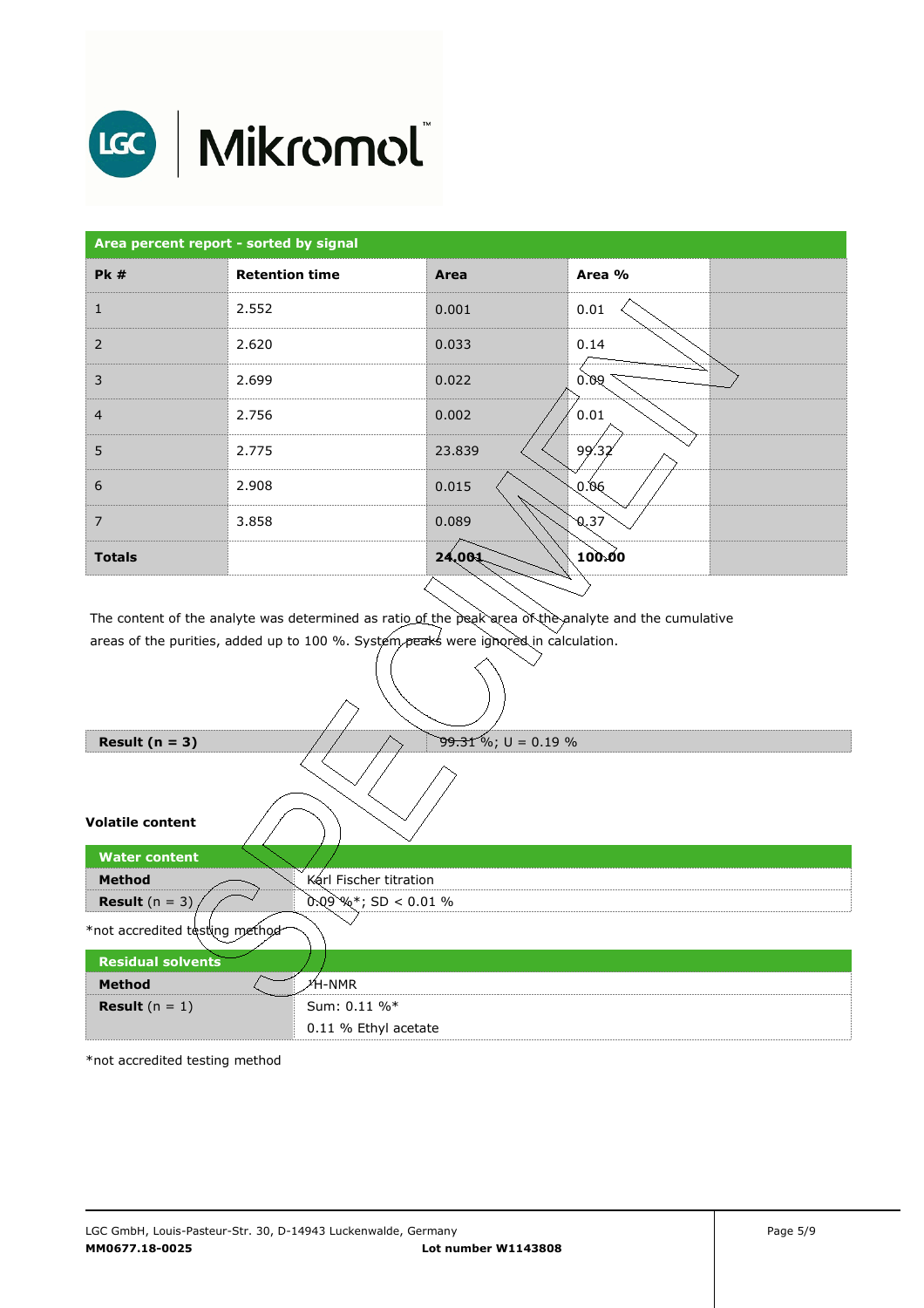| Area percent report - sorted by signal | | | | |
|---|---|---|---|---|
| **Pk #** | **Retention time** | **Area** | **Area %** | |
| 1 | 2.552 | 0.001 | 0.01 | |
| 2 | 2.620 | 0.033 | 0.14 | |
| 3 | 2.699 | 0.022 | 0.09 | |
| 4 | 2.756 | 0.002 | 0.01 | |
| 5 | 2.775 | 23.839 | 99.32 | |
| 6 | 2.908 | 0.015 | 0.06 | |
| 7 | 3.858 | 0.089 | 0.37 | |
| **Totals** | | **24.001** | **100.00** | |

The content of the analyte was determined as ratio of the peak area of the analyte and the cumulative areas of the purities, added up to 100 %. System peaks were ignored in calculation.

| **Result (n = 3)** | 99.31 %; U = 0.19 % |
|---|---|

**Volatile content**

| Water content | |
|---|---|
| **Method** | Karl Fischer titration |
| **Result** (n = 3) | 0.09 %*; SD < 0.01 % |

*not accredited testing method

| Residual solvents | |
|---|---|
| **Method** | $^{1}$H-NMR |
| **Result** (n = 1) | Sum: 0.11 %* |
| | 0.11 % Ethyl acetate |

*not accredited testing method

LGC GmbH, Louis-Pasteur-Str. 30, D-14943 Luckenwalde, Germany
**MM0677.18-0025** **Lot number W1143808**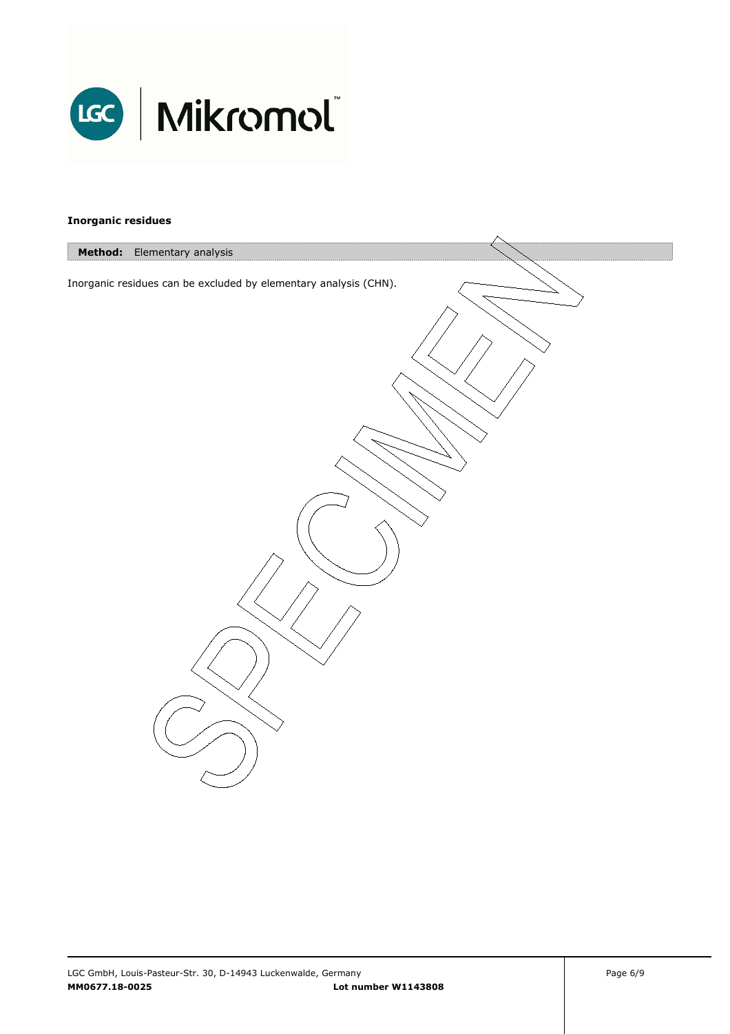**Inorganic residues**

**Method:** Elementary analysis

Inorganic residues can be excluded by elementary analysis (CHN).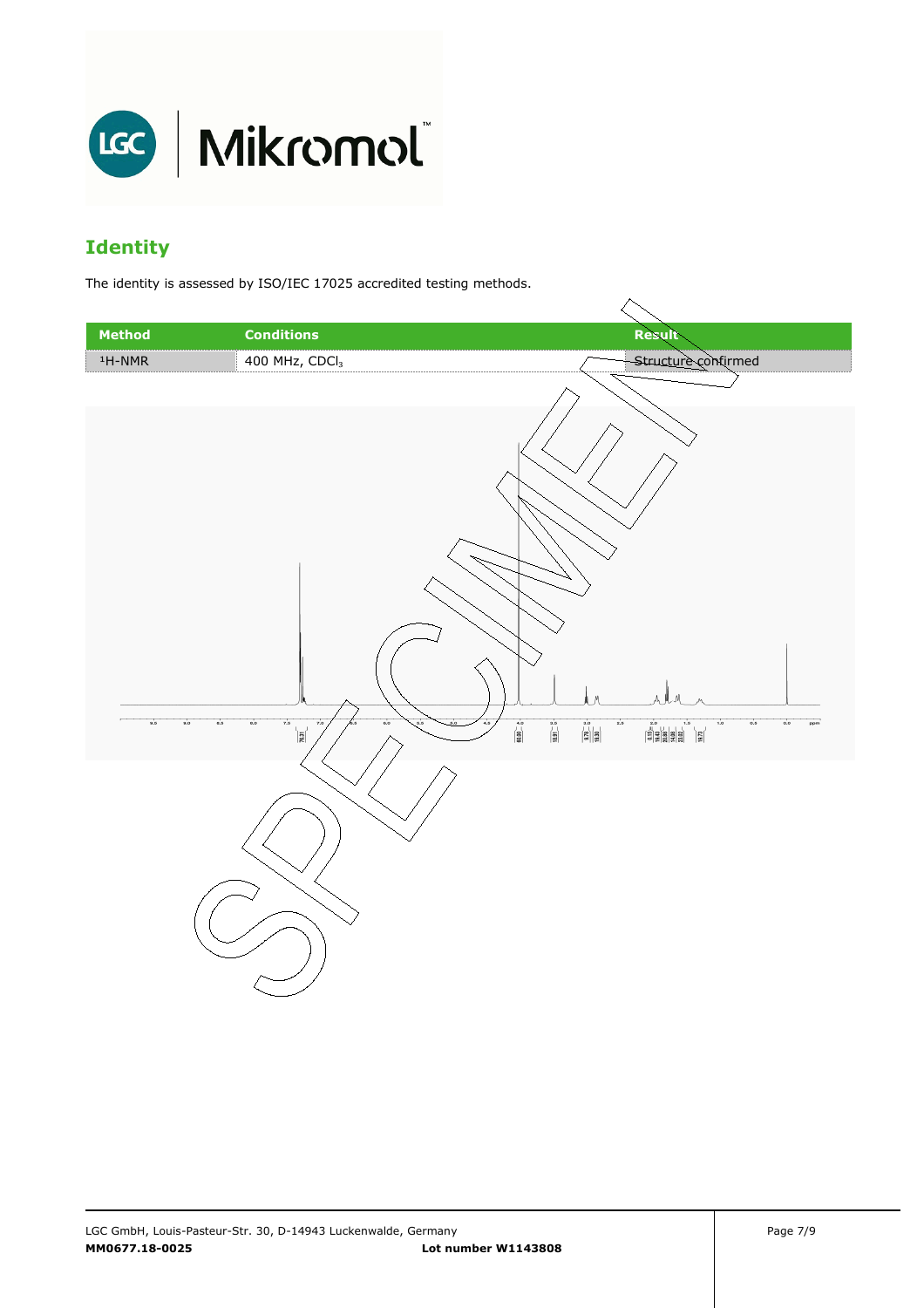# Identity

The identity is assessed by ISO/IEC 17025 accredited testing methods.

| Method | Conditions | Result |
|---|---|---|
| $^1$H-NMR | 400 MHz, $CDCl_3$ | Structure confirmed |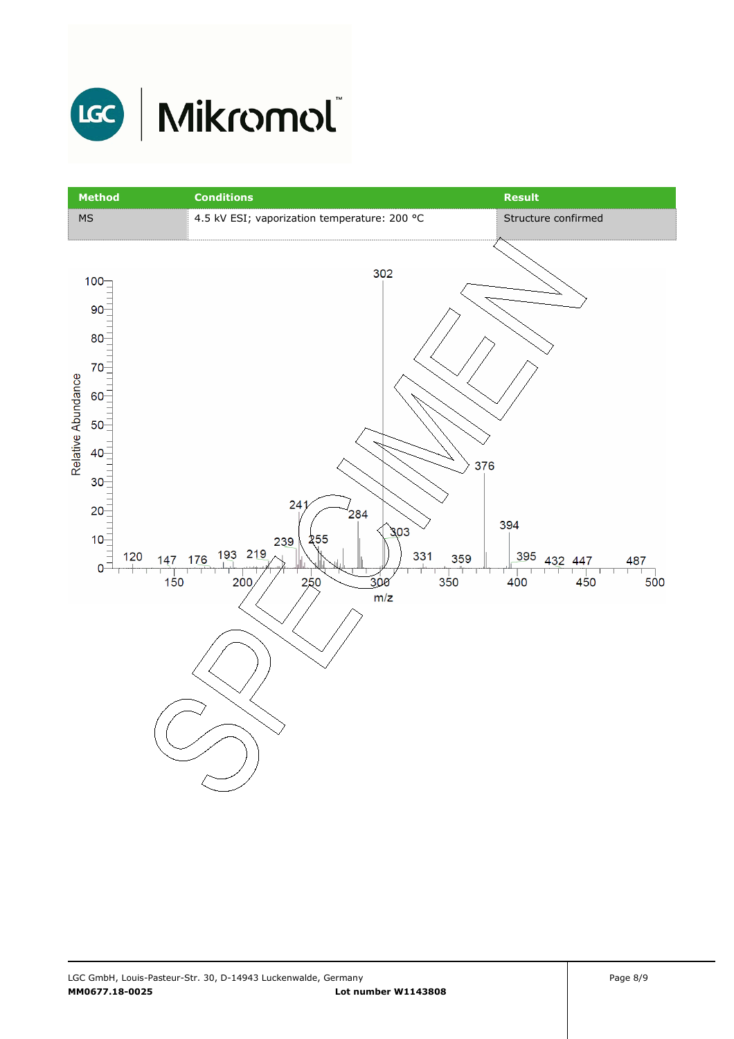| Method | Conditions | Result |
| --- | --- | --- |
| MS | 4.5 kV ESI; vaporization temperature: 200 °C | Structure confirmed |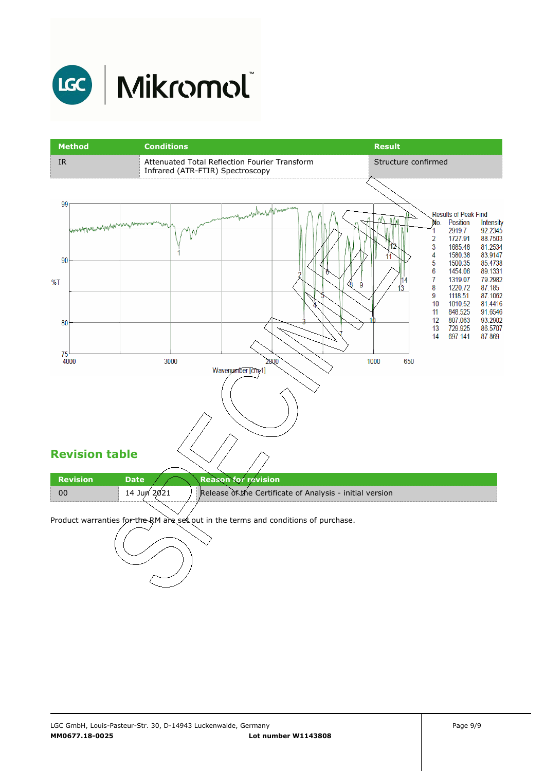| Method | Conditions | Result |
|---|---|---|
| IR | Attenuated Total Reflection Fourier Transform Infrared (ATR-FTIR) Spectroscopy | Structure confirmed |

99

90

%T

80

75

4000

3000

2000

1000

650

Wavenumber [cm-1]

Results of Peak Find

No. Position Intensity

1 2919.7 92.2345

2 1727.91 88.7503

3 1685.48 81.2534

4 1580.38 83.9147

5 1500.35 85.4738

6 1454.06 89.1331

7 1319.07 79.2982

8 1220.72 87.185

9 1118.51 87.1082

10 1010.52 81.4416

11 848.525 91.6546

12 807.063 93.2902

13 729.925 86.5707

14 697.141 87.869

## Revision table

| Revision | Date | Reason for revision |
|---|---|---|
| 00 | 14 Jun 2021 | Release of the Certificate of Analysis - initial version |

Product warranties for the RM are set out in the terms and conditions of purchase.

LGC GmbH, Louis-Pasteur-Str. 30, D-14943 Luckenwalde, Germany

**MM0677.18-0025** **Lot number W1143808**